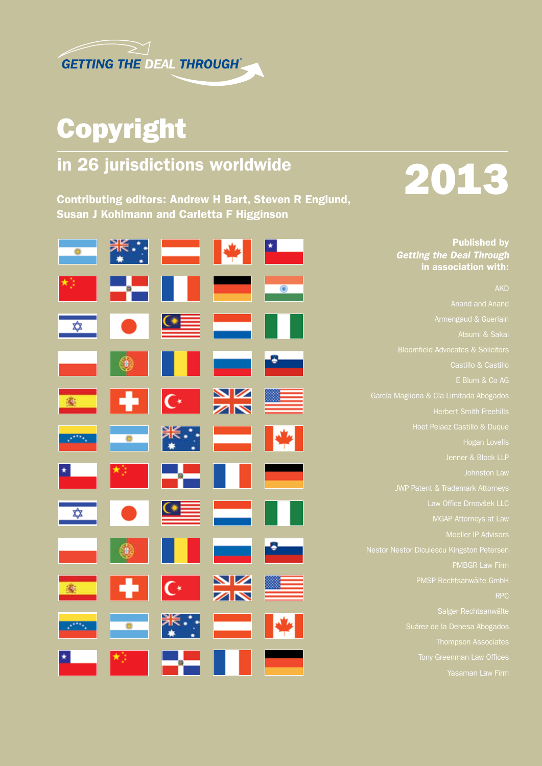GETTING THE DEAL THROUGH®

# Copyright

## in 26 jurisdictions worldwide

# 2013

**Contributing editors: Andrew H Bart, Steven R Englund, Susan J Kohlmann and Carletta F Higginson**

**Published by**
***Getting the Deal Through***
**in association with:**

AKD

Anand and Anand

Armengaud & Guerlain

Atsumi & Sakai

Bloomfield Advocates & Solicitors

Castillo & Castillo

E Blum & Co AG

García Magliona & Cía Limitada Abogados

Herbert Smith Freehills

Hoet Pelaez Castillo & Duque

Hogan Lovells

Jenner & Block LLP

Johnston Law

JWP Patent & Trademark Attorneys

Law Office Drnovšek LLC

MGAP Attorneys at Law

Moeller IP Advisors

Nestor Nestor Diculescu Kingston Petersen

PMBGR Law Firm

PMSP Rechtsanwälte GmbH

RPC

Salger Rechtsanwälte

Suárez de la Dehesa Abogados

Thompson Associates

Tony Greenman Law Offices

Yasaman Law Firm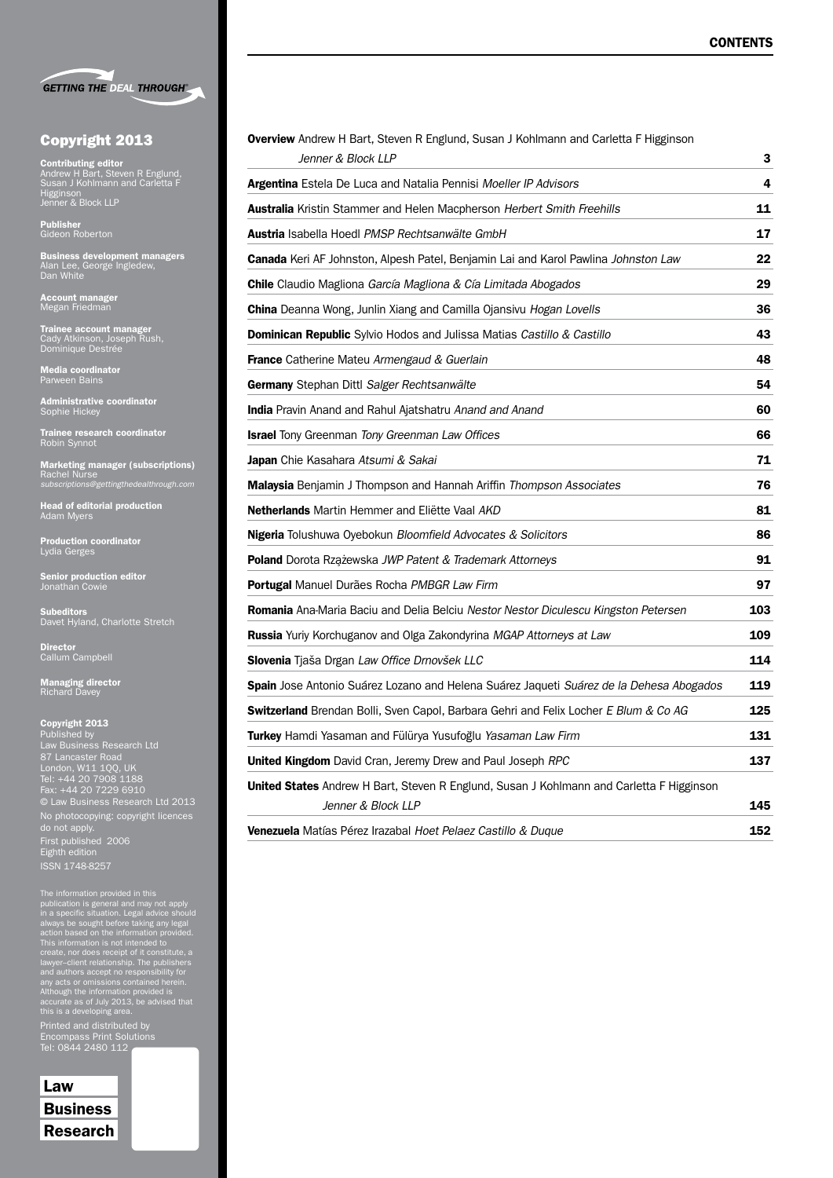GETTING THE DEAL THROUGH®

## Copyright 2013

**Contributing editor**
Andrew H Bart, Steven R Englund, Susan J Kohlmann and Carletta F Higginson
Jenner & Block LLP

**Publisher**
Gideon Roberton

**Business development managers**
Alan Lee, George Ingledew, Dan White

**Account manager**
Megan Friedman

**Trainee account manager**
Cady Atkinson, Joseph Rush, Dominique Destrée

**Media coordinator**
Parween Bains

**Administrative coordinator**
Sophie Hickey

**Trainee research coordinator**
Robin Synnot

**Marketing manager (subscriptions)**
Rachel Nurse
*subscriptions@gettingthedealthrough.com*

**Head of editorial production**
Adam Myers

**Production coordinator**
Lydia Gerges

**Senior production editor**
Jonathan Cowie

**Subeditors**
Davet Hyland, Charlotte Stretch

**Director**
Callum Campbell

**Managing director**
Richard Davey

**Copyright 2013**
Published by
Law Business Research Ltd
87 Lancaster Road
London, W11 1QQ, UK
Tel: +44 20 7908 1188
Fax: +44 20 7229 6910
© Law Business Research Ltd 2013
No photocopying: copyright licences do not apply.
First published 2006
Eighth edition
ISSN 1748-8257

The information provided in this publication is general and may not apply in a specific situation. Legal advice should always be sought before taking any legal action based on the information provided. This information is not intended to create, nor does receipt of it constitute, a lawyer–client relationship. The publishers and authors accept no responsibility for any acts or omissions contained herein. Although the information provided is accurate as of July 2013, be advised that this is a developing area.

Printed and distributed by
Encompass Print Solutions
Tel: 0844 2480 112

Law Business Research

## CONTENTS

| | |
|---|---|
| **Overview** Andrew H Bart, Steven R Englund, Susan J Kohlmann and Carletta F Higginson *Jenner & Block LLP* | **3** |
| **Argentina** Estela De Luca and Natalia Pennisi *Moeller IP Advisors* | **4** |
| **Australia** Kristin Stammer and Helen Macpherson *Herbert Smith Freehills* | **11** |
| **Austria** Isabella Hoedl *PMSP Rechtsanwälte GmbH* | **17** |
| **Canada** Keri AF Johnston, Alpesh Patel, Benjamin Lai and Karol Pawlina *Johnston Law* | **22** |
| **Chile** Claudio Magliona *García Magliona & Cía Limitada Abogados* | **29** |
| **China** Deanna Wong, Junlin Xiang and Camilla Ojansivu *Hogan Lovells* | **36** |
| **Dominican Republic** Sylvio Hodos and Julissa Matias *Castillo & Castillo* | **43** |
| **France** Catherine Mateu *Armengaud & Guerlain* | **48** |
| **Germany** Stephan Dittl *Salger Rechtsanwälte* | **54** |
| **India** Pravin Anand and Rahul Ajatshatru *Anand and Anand* | **60** |
| **Israel** Tony Greenman *Tony Greenman Law Offices* | **66** |
| **Japan** Chie Kasahara *Atsumi & Sakai* | **71** |
| **Malaysia** Benjamin J Thompson and Hannah Ariffin *Thompson Associates* | **76** |
| **Netherlands** Martin Hemmer and Eliëtte Vaal *AKD* | **81** |
| **Nigeria** Tolushuwa Oyebokun *Bloomfield Advocates & Solicitors* | **86** |
| **Poland** Dorota Rzążewska *JWP Patent & Trademark Attorneys* | **91** |
| **Portugal** Manuel Durães Rocha *PMBGR Law Firm* | **97** |
| **Romania** Ana-Maria Baciu and Delia Belciu *Nestor Nestor Diculescu Kingston Petersen* | **103** |
| **Russia** Yuriy Korchuganov and Olga Zakondyrina *MGAP Attorneys at Law* | **109** |
| **Slovenia** Tjaša Drgan *Law Office Drnovšek LLC* | **114** |
| **Spain** Jose Antonio Suárez Lozano and Helena Suárez Jaqueti *Suárez de la Dehesa Abogados* | **119** |
| **Switzerland** Brendan Bolli, Sven Capol, Barbara Gehri and Felix Locher *E Blum & Co AG* | **125** |
| **Turkey** Hamdi Yasaman and Fülürya Yusufoğlu *Yasaman Law Firm* | **131** |
| **United Kingdom** David Cran, Jeremy Drew and Paul Joseph *RPC* | **137** |
| **United States** Andrew H Bart, Steven R Englund, Susan J Kohlmann and Carletta F Higginson *Jenner & Block LLP* | **145** |
| **Venezuela** Matías Pérez Irazabal *Hoet Pelaez Castillo & Duque* | **152** |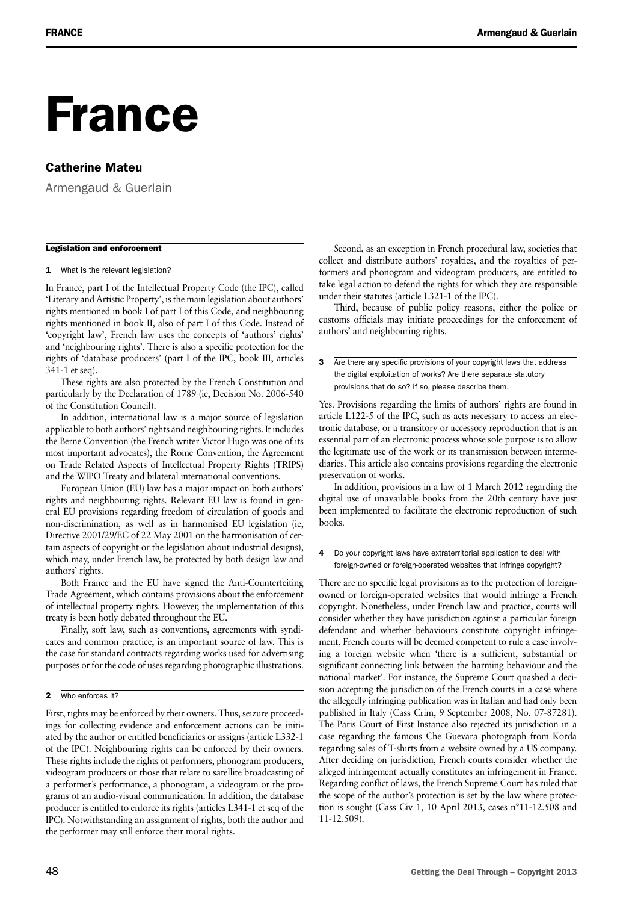# France

## Catherine Mateu

Armengaud & Guerlain

### Legislation and enforcement

**1 What is the relevant legislation?**

In France, part I of the Intellectual Property Code (the IPC), called 'Literary and Artistic Property', is the main legislation about authors' rights mentioned in book I of part I of this Code, and neighbouring rights mentioned in book II, also of part I of this Code. Instead of 'copyright law', French law uses the concepts of 'authors' rights' and 'neighbouring rights'. There is also a specific protection for the rights of 'database producers' (part I of the IPC, book III, articles 341-1 et seq).

These rights are also protected by the French Constitution and particularly by the Declaration of 1789 (ie, Decision No. 2006-540 of the Constitution Council).

In addition, international law is a major source of legislation applicable to both authors' rights and neighbouring rights. It includes the Berne Convention (the French writer Victor Hugo was one of its most important advocates), the Rome Convention, the Agreement on Trade Related Aspects of Intellectual Property Rights (TRIPS) and the WIPO Treaty and bilateral international conventions.

European Union (EU) law has a major impact on both authors' rights and neighbouring rights. Relevant EU law is found in general EU provisions regarding freedom of circulation of goods and non-discrimination, as well as in harmonised EU legislation (ie, Directive 2001/29/EC of 22 May 2001 on the harmonisation of certain aspects of copyright or the legislation about industrial designs), which may, under French law, be protected by both design law and authors' rights.

Both France and the EU have signed the Anti-Counterfeiting Trade Agreement, which contains provisions about the enforcement of intellectual property rights. However, the implementation of this treaty is been hotly debated throughout the EU.

Finally, soft law, such as conventions, agreements with syndicates and common practice, is an important source of law. This is the case for standard contracts regarding works used for advertising purposes or for the code of uses regarding photographic illustrations.

**2 Who enforces it?**

First, rights may be enforced by their owners. Thus, seizure proceedings for collecting evidence and enforcement actions can be initiated by the author or entitled beneficiaries or assigns (article L332-1 of the IPC). Neighbouring rights can be enforced by their owners. These rights include the rights of performers, phonogram producers, videogram producers or those that relate to satellite broadcasting of a performer's performance, a phonogram, a videogram or the programs of an audio-visual communication. In addition, the database producer is entitled to enforce its rights (articles L341-1 et seq of the IPC). Notwithstanding an assignment of rights, both the author and the performer may still enforce their moral rights.

Second, as an exception in French procedural law, societies that collect and distribute authors' royalties, and the royalties of performers and phonogram and videogram producers, are entitled to take legal action to defend the rights for which they are responsible under their statutes (article L321-1 of the IPC).

Third, because of public policy reasons, either the police or customs officials may initiate proceedings for the enforcement of authors' and neighbouring rights.

**3 Are there any specific provisions of your copyright laws that address the digital exploitation of works? Are there separate statutory provisions that do so? If so, please describe them.**

Yes. Provisions regarding the limits of authors' rights are found in article L122-5 of the IPC, such as acts necessary to access an electronic database, or a transitory or accessory reproduction that is an essential part of an electronic process whose sole purpose is to allow the legitimate use of the work or its transmission between intermediaries. This article also contains provisions regarding the electronic preservation of works.

In addition, provisions in a law of 1 March 2012 regarding the digital use of unavailable books from the 20th century have just been implemented to facilitate the electronic reproduction of such books.

**4 Do your copyright laws have extraterritorial application to deal with foreign-owned or foreign-operated websites that infringe copyright?**

There are no specific legal provisions as to the protection of foreign-owned or foreign-operated websites that would infringe a French copyright. Nonetheless, under French law and practice, courts will consider whether they have jurisdiction against a particular foreign defendant and whether behaviours constitute copyright infringement. French courts will be deemed competent to rule a case involving a foreign website when 'there is a sufficient, substantial or significant connecting link between the harming behaviour and the national market'. For instance, the Supreme Court quashed a decision accepting the jurisdiction of the French courts in a case where the allegedly infringing publication was in Italian and had only been published in Italy (Cass Crim, 9 September 2008, No. 07-87281). The Paris Court of First Instance also rejected its jurisdiction in a case regarding the famous Che Guevara photograph from Korda regarding sales of T-shirts from a website owned by a US company. After deciding on jurisdiction, French courts consider whether the alleged infringement actually constitutes an infringement in France. Regarding conflict of laws, the French Supreme Court has ruled that the scope of the author's protection is set by the law where protection is sought (Cass Civ 1, 10 April 2013, cases n°11-12.508 and 11-12.509).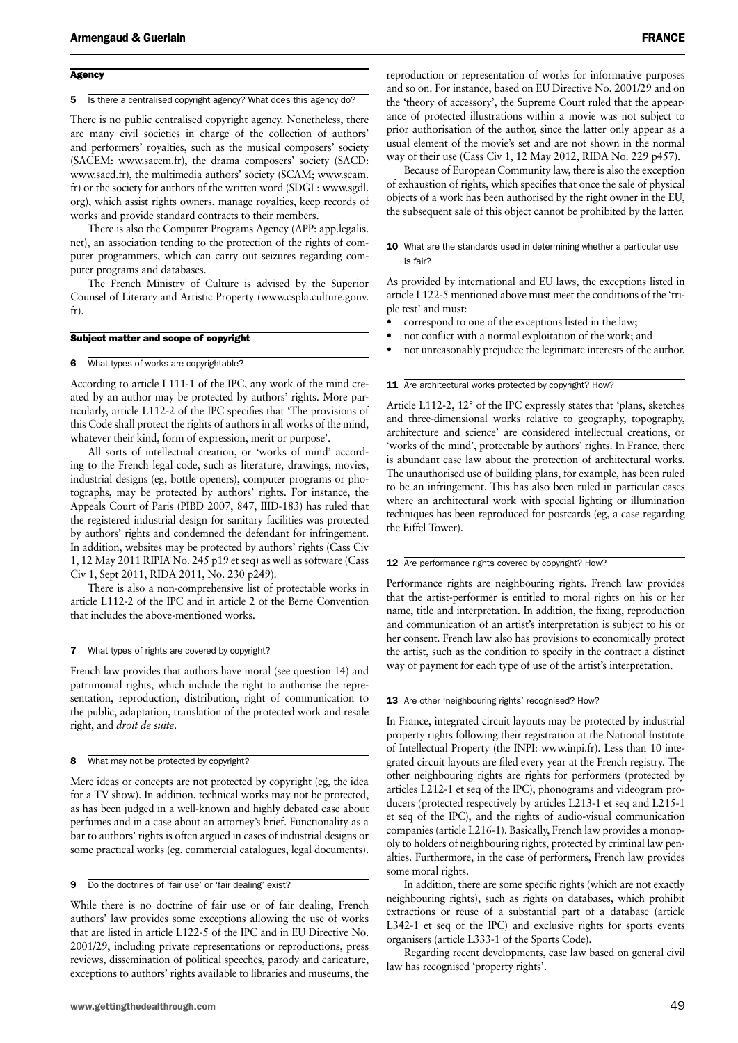## Agency

### 5 Is there a centralised copyright agency? What does this agency do?

There is no public centralised copyright agency. Nonetheless, there are many civil societies in charge of the collection of authors' and performers' royalties, such as the musical composers' society (SACEM: www.sacem.fr), the drama composers' society (SACD: www.sacd.fr), the multimedia authors' society (SCAM; www.scam.fr) or the society for authors of the written word (SDGL: www.sgdl.org), which assist rights owners, manage royalties, keep records of works and provide standard contracts to their members.

There is also the Computer Programs Agency (APP: app.legalis.net), an association tending to the protection of the rights of computer programmers, which can carry out seizures regarding computer programs and databases.

The French Ministry of Culture is advised by the Superior Counsel of Literary and Artistic Property (www.cspla.culture.gouv.fr).

## Subject matter and scope of copyright

### 6 What types of works are copyrightable?

According to article L111-1 of the IPC, any work of the mind created by an author may be protected by authors' rights. More particularly, article L112-2 of the IPC specifies that 'The provisions of this Code shall protect the rights of authors in all works of the mind, whatever their kind, form of expression, merit or purpose'.

All sorts of intellectual creation, or 'works of mind' according to the French legal code, such as literature, drawings, movies, industrial designs (eg, bottle openers), computer programs or photographs, may be protected by authors' rights. For instance, the Appeals Court of Paris (PIBD 2007, 847, IIID-183) has ruled that the registered industrial design for sanitary facilities was protected by authors' rights and condemned the defendant for infringement. In addition, websites may be protected by authors' rights (Cass Civ 1, 12 May 2011 RIPIA No. 245 p19 et seq) as well as software (Cass Civ 1, Sept 2011, RIDA 2011, No. 230 p249).

There is also a non-comprehensive list of protectable works in article L112-2 of the IPC and in article 2 of the Berne Convention that includes the above-mentioned works.

### 7 What types of rights are covered by copyright?

French law provides that authors have moral (see question 14) and patrimonial rights, which include the right to authorise the representation, reproduction, distribution, right of communication to the public, adaptation, translation of the protected work and resale right, and *droit de suite*.

### 8 What may not be protected by copyright?

Mere ideas or concepts are not protected by copyright (eg, the idea for a TV show). In addition, technical works may not be protected, as has been judged in a well-known and highly debated case about perfumes and in a case about an attorney's brief. Functionality as a bar to authors' rights is often argued in cases of industrial designs or some practical works (eg, commercial catalogues, legal documents).

### 9 Do the doctrines of 'fair use' or 'fair dealing' exist?

While there is no doctrine of fair use or of fair dealing, French authors' law provides some exceptions allowing the use of works that are listed in article L122-5 of the IPC and in EU Directive No. 2001/29, including private representations or reproductions, press reviews, dissemination of political speeches, parody and caricature, exceptions to authors' rights available to libraries and museums, the reproduction or representation of works for informative purposes and so on. For instance, based on EU Directive No. 2001/29 and on the 'theory of accessory', the Supreme Court ruled that the appearance of protected illustrations within a movie was not subject to prior authorisation of the author, since the latter only appear as a usual element of the movie's set and are not shown in the normal way of their use (Cass Civ 1, 12 May 2012, RIDA No. 229 p457).

Because of European Community law, there is also the exception of exhaustion of rights, which specifies that once the sale of physical objects of a work has been authorised by the right owner in the EU, the subsequent sale of this object cannot be prohibited by the latter.

### 10 What are the standards used in determining whether a particular use is fair?

As provided by international and EU laws, the exceptions listed in article L122-5 mentioned above must meet the conditions of the 'triple test' and must:

- correspond to one of the exceptions listed in the law;
- not conflict with a normal exploitation of the work; and
- not unreasonably prejudice the legitimate interests of the author.

### 11 Are architectural works protected by copyright? How?

Article L112-2, 12° of the IPC expressly states that 'plans, sketches and three-dimensional works relative to geography, topography, architecture and science' are considered intellectual creations, or 'works of the mind', protectable by authors' rights. In France, there is abundant case law about the protection of architectural works. The unauthorised use of building plans, for example, has been ruled to be an infringement. This has also been ruled in particular cases where an architectural work with special lighting or illumination techniques has been reproduced for postcards (eg, a case regarding the Eiffel Tower).

### 12 Are performance rights covered by copyright? How?

Performance rights are neighbouring rights. French law provides that the artist-performer is entitled to moral rights on his or her name, title and interpretation. In addition, the fixing, reproduction and communication of an artist's interpretation is subject to his or her consent. French law also has provisions to economically protect the artist, such as the condition to specify in the contract a distinct way of payment for each type of use of the artist's interpretation.

### 13 Are other 'neighbouring rights' recognised? How?

In France, integrated circuit layouts may be protected by industrial property rights following their registration at the National Institute of Intellectual Property (the INPI: www.inpi.fr). Less than 10 integrated circuit layouts are filed every year at the French registry. The other neighbouring rights are rights for performers (protected by articles L212-1 et seq of the IPC), phonograms and videogram producers (protected respectively by articles L213-1 et seq and L215-1 et seq of the IPC), and the rights of audio-visual communication companies (article L216-1). Basically, French law provides a monopoly to holders of neighbouring rights, protected by criminal law penalties. Furthermore, in the case of performers, French law provides some moral rights.

In addition, there are some specific rights (which are not exactly neighbouring rights), such as rights on databases, which prohibit extractions or reuse of a substantial part of a database (article L342-1 et seq of the IPC) and exclusive rights for sports events organisers (article L333-1 of the Sports Code).

Regarding recent developments, case law based on general civil law has recognised 'property rights'.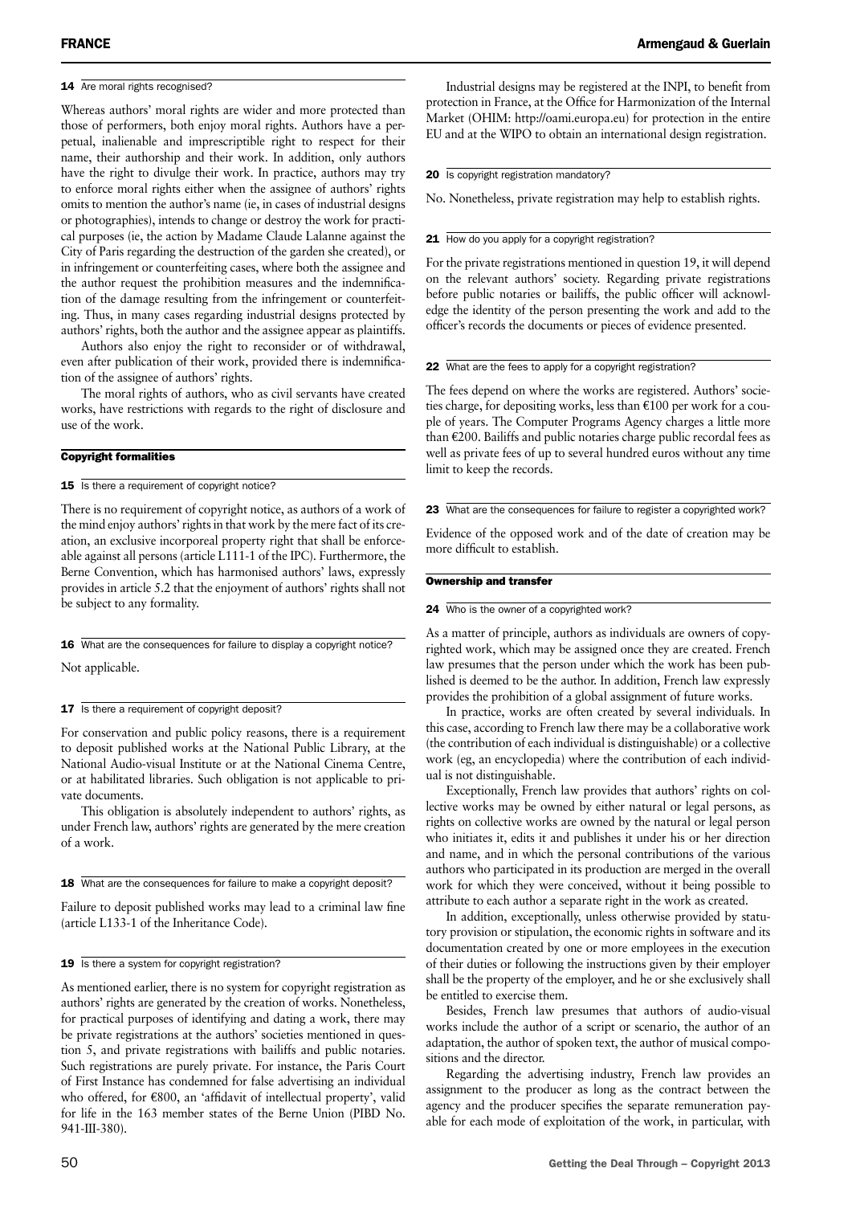### 14 Are moral rights recognised?

Whereas authors' moral rights are wider and more protected than those of performers, both enjoy moral rights. Authors have a perpetual, inalienable and imprescriptible right to respect for their name, their authorship and their work. In addition, only authors have the right to divulge their work. In practice, authors may try to enforce moral rights either when the assignee of authors' rights omits to mention the author's name (ie, in cases of industrial designs or photographies), intends to change or destroy the work for practical purposes (ie, the action by Madame Claude Lalanne against the City of Paris regarding the destruction of the garden she created), or in infringement or counterfeiting cases, where both the assignee and the author request the prohibition measures and the indemnification of the damage resulting from the infringement or counterfeiting. Thus, in many cases regarding industrial designs protected by authors' rights, both the author and the assignee appear as plaintiffs.

Authors also enjoy the right to reconsider or of withdrawal, even after publication of their work, provided there is indemnification of the assignee of authors' rights.

The moral rights of authors, who as civil servants have created works, have restrictions with regards to the right of disclosure and use of the work.

## Copyright formalities

### 15 Is there a requirement of copyright notice?

There is no requirement of copyright notice, as authors of a work of the mind enjoy authors' rights in that work by the mere fact of its creation, an exclusive incorporeal property right that shall be enforceable against all persons (article L111-1 of the IPC). Furthermore, the Berne Convention, which has harmonised authors' laws, expressly provides in article 5.2 that the enjoyment of authors' rights shall not be subject to any formality.

### 16 What are the consequences for failure to display a copyright notice?

Not applicable.

### 17 Is there a requirement of copyright deposit?

For conservation and public policy reasons, there is a requirement to deposit published works at the National Public Library, at the National Audio-visual Institute or at the National Cinema Centre, or at habilitated libraries. Such obligation is not applicable to private documents.

This obligation is absolutely independent to authors' rights, as under French law, authors' rights are generated by the mere creation of a work.

### 18 What are the consequences for failure to make a copyright deposit?

Failure to deposit published works may lead to a criminal law fine (article L133-1 of the Inheritance Code).

### 19 Is there a system for copyright registration?

As mentioned earlier, there is no system for copyright registration as authors' rights are generated by the creation of works. Nonetheless, for practical purposes of identifying and dating a work, there may be private registrations at the authors' societies mentioned in question 5, and private registrations with bailiffs and public notaries. Such registrations are purely private. For instance, the Paris Court of First Instance has condemned for false advertising an individual who offered, for €800, an 'affidavit of intellectual property', valid for life in the 163 member states of the Berne Union (PIBD No. 941-III-380).

Industrial designs may be registered at the INPI, to benefit from protection in France, at the Office for Harmonization of the Internal Market (OHIM: http://oami.europa.eu) for protection in the entire EU and at the WIPO to obtain an international design registration.

### 20 Is copyright registration mandatory?

No. Nonetheless, private registration may help to establish rights.

### 21 How do you apply for a copyright registration?

For the private registrations mentioned in question 19, it will depend on the relevant authors' society. Regarding private registrations before public notaries or bailiffs, the public officer will acknowledge the identity of the person presenting the work and add to the officer's records the documents or pieces of evidence presented.

### 22 What are the fees to apply for a copyright registration?

The fees depend on where the works are registered. Authors' societies charge, for depositing works, less than €100 per work for a couple of years. The Computer Programs Agency charges a little more than €200. Bailiffs and public notaries charge public recordal fees as well as private fees of up to several hundred euros without any time limit to keep the records.

### 23 What are the consequences for failure to register a copyrighted work?

Evidence of the opposed work and of the date of creation may be more difficult to establish.

## Ownership and transfer

### 24 Who is the owner of a copyrighted work?

As a matter of principle, authors as individuals are owners of copyrighted work, which may be assigned once they are created. French law presumes that the person under which the work has been published is deemed to be the author. In addition, French law expressly provides the prohibition of a global assignment of future works.

In practice, works are often created by several individuals. In this case, according to French law there may be a collaborative work (the contribution of each individual is distinguishable) or a collective work (eg, an encyclopedia) where the contribution of each individual is not distinguishable.

Exceptionally, French law provides that authors' rights on collective works may be owned by either natural or legal persons, as rights on collective works are owned by the natural or legal person who initiates it, edits it and publishes it under his or her direction and name, and in which the personal contributions of the various authors who participated in its production are merged in the overall work for which they were conceived, without it being possible to attribute to each author a separate right in the work as created.

In addition, exceptionally, unless otherwise provided by statutory provision or stipulation, the economic rights in software and its documentation created by one or more employees in the execution of their duties or following the instructions given by their employer shall be the property of the employer, and he or she exclusively shall be entitled to exercise them.

Besides, French law presumes that authors of audio-visual works include the author of a script or scenario, the author of an adaptation, the author of spoken text, the author of musical compositions and the director.

Regarding the advertising industry, French law provides an assignment to the producer as long as the contract between the agency and the producer specifies the separate remuneration payable for each mode of exploitation of the work, in particular, with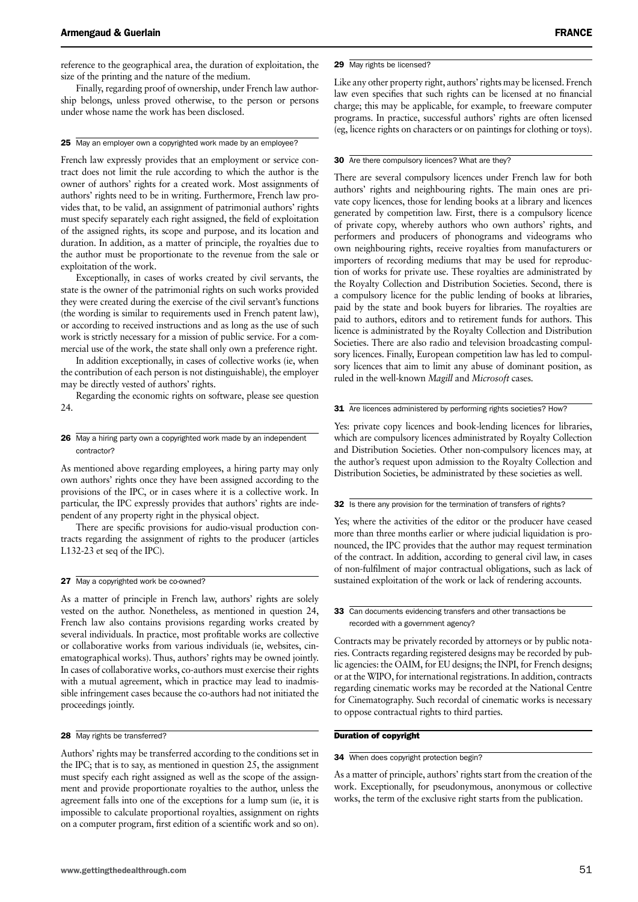reference to the geographical area, the duration of exploitation, the size of the printing and the nature of the medium.

Finally, regarding proof of ownership, under French law authorship belongs, unless proved otherwise, to the person or persons under whose name the work has been disclosed.

### 25 May an employer own a copyrighted work made by an employee?

French law expressly provides that an employment or service contract does not limit the rule according to which the author is the owner of authors' rights for a created work. Most assignments of authors' rights need to be in writing. Furthermore, French law provides that, to be valid, an assignment of patrimonial authors' rights must specify separately each right assigned, the field of exploitation of the assigned rights, its scope and purpose, and its location and duration. In addition, as a matter of principle, the royalties due to the author must be proportionate to the revenue from the sale or exploitation of the work.

Exceptionally, in cases of works created by civil servants, the state is the owner of the patrimonial rights on such works provided they were created during the exercise of the civil servant's functions (the wording is similar to requirements used in French patent law), or according to received instructions and as long as the use of such work is strictly necessary for a mission of public service. For a commercial use of the work, the state shall only own a preference right.

In addition exceptionally, in cases of collective works (ie, when the contribution of each person is not distinguishable), the employer may be directly vested of authors' rights.

Regarding the economic rights on software, please see question 24.

### 26 May a hiring party own a copyrighted work made by an independent contractor?

As mentioned above regarding employees, a hiring party may only own authors' rights once they have been assigned according to the provisions of the IPC, or in cases where it is a collective work. In particular, the IPC expressly provides that authors' rights are independent of any property right in the physical object.

There are specific provisions for audio-visual production contracts regarding the assignment of rights to the producer (articles L132-23 et seq of the IPC).

### 27 May a copyrighted work be co-owned?

As a matter of principle in French law, authors' rights are solely vested on the author. Nonetheless, as mentioned in question 24, French law also contains provisions regarding works created by several individuals. In practice, most profitable works are collective or collaborative works from various individuals (ie, websites, cinematographical works). Thus, authors' rights may be owned jointly. In cases of collaborative works, co-authors must exercise their rights with a mutual agreement, which in practice may lead to inadmissible infringement cases because the co-authors had not initiated the proceedings jointly.

### 28 May rights be transferred?

Authors' rights may be transferred according to the conditions set in the IPC; that is to say, as mentioned in question 25, the assignment must specify each right assigned as well as the scope of the assignment and provide proportionate royalties to the author, unless the agreement falls into one of the exceptions for a lump sum (ie, it is impossible to calculate proportional royalties, assignment on rights on a computer program, first edition of a scientific work and so on).

### 29 May rights be licensed?

Like any other property right, authors' rights may be licensed. French law even specifies that such rights can be licensed at no financial charge; this may be applicable, for example, to freeware computer programs. In practice, successful authors' rights are often licensed (eg, licence rights on characters or on paintings for clothing or toys).

### 30 Are there compulsory licences? What are they?

There are several compulsory licences under French law for both authors' rights and neighbouring rights. The main ones are private copy licences, those for lending books at a library and licences generated by competition law. First, there is a compulsory licence of private copy, whereby authors who own authors' rights, and performers and producers of phonograms and videograms who own neighbouring rights, receive royalties from manufacturers or importers of recording mediums that may be used for reproduction of works for private use. These royalties are administrated by the Royalty Collection and Distribution Societies. Second, there is a compulsory licence for the public lending of books at libraries, paid by the state and book buyers for libraries. The royalties are paid to authors, editors and to retirement funds for authors. This licence is administrated by the Royalty Collection and Distribution Societies. There are also radio and television broadcasting compulsory licences. Finally, European competition law has led to compulsory licences that aim to limit any abuse of dominant position, as ruled in the well-known *Magill* and *Microsoft* cases.

### 31 Are licences administered by performing rights societies? How?

Yes: private copy licences and book-lending licences for libraries, which are compulsory licences administrated by Royalty Collection and Distribution Societies. Other non-compulsory licences may, at the author's request upon admission to the Royalty Collection and Distribution Societies, be administrated by these societies as well.

### 32 Is there any provision for the termination of transfers of rights?

Yes; where the activities of the editor or the producer have ceased more than three months earlier or where judicial liquidation is pronounced, the IPC provides that the author may request termination of the contract. In addition, according to general civil law, in cases of non-fulfilment of major contractual obligations, such as lack of sustained exploitation of the work or lack of rendering accounts.

### 33 Can documents evidencing transfers and other transactions be recorded with a government agency?

Contracts may be privately recorded by attorneys or by public notaries. Contracts regarding registered designs may be recorded by public agencies: the OAIM, for EU designs; the INPI, for French designs; or at the WIPO, for international registrations. In addition, contracts regarding cinematic works may be recorded at the National Centre for Cinematography. Such recordal of cinematic works is necessary to oppose contractual rights to third parties.

## Duration of copyright

### 34 When does copyright protection begin?

As a matter of principle, authors' rights start from the creation of the work. Exceptionally, for pseudonymous, anonymous or collective works, the term of the exclusive right starts from the publication.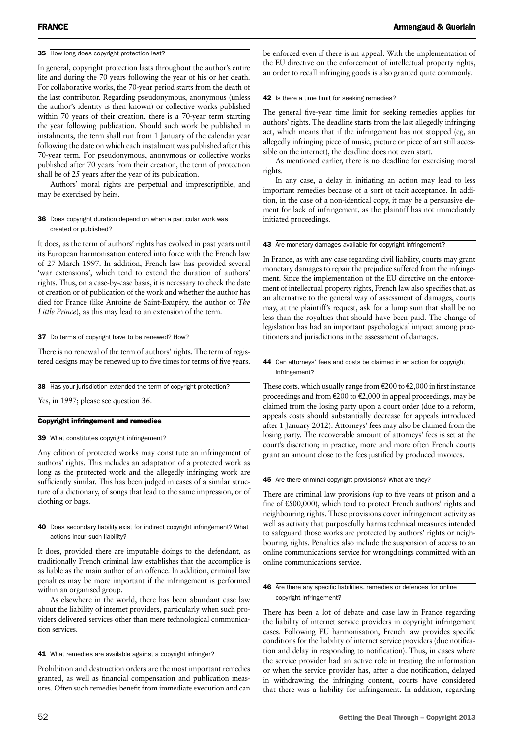**35** How long does copyright protection last?

In general, copyright protection lasts throughout the author's entire life and during the 70 years following the year of his or her death. For collaborative works, the 70-year period starts from the death of the last contributor. Regarding pseudonymous, anonymous (unless the author's identity is then known) or collective works published within 70 years of their creation, there is a 70-year term starting the year following publication. Should such work be published in instalments, the term shall run from 1 January of the calendar year following the date on which each instalment was published after this 70-year term. For pseudonymous, anonymous or collective works published after 70 years from their creation, the term of protection shall be of 25 years after the year of its publication.

Authors' moral rights are perpetual and imprescriptible, and may be exercised by heirs.

**36** Does copyright duration depend on when a particular work was created or published?

It does, as the term of authors' rights has evolved in past years until its European harmonisation entered into force with the French law of 27 March 1997. In addition, French law has provided several 'war extensions', which tend to extend the duration of authors' rights. Thus, on a case-by-case basis, it is necessary to check the date of creation or of publication of the work and whether the author has died for France (like Antoine de Saint-Exupéry, the author of *The Little Prince*), as this may lead to an extension of the term.

**37** Do terms of copyright have to be renewed? How?

There is no renewal of the term of authors' rights. The term of registered designs may be renewed up to five times for terms of five years.

**38** Has your jurisdiction extended the term of copyright protection?

Yes, in 1997; please see question 36.

## Copyright infringement and remedies

**39** What constitutes copyright infringement?

Any edition of protected works may constitute an infringement of authors' rights. This includes an adaptation of a protected work as long as the protected work and the allegedly infringing work are sufficiently similar. This has been judged in cases of a similar structure of a dictionary, of songs that lead to the same impression, or of clothing or bags.

**40** Does secondary liability exist for indirect copyright infringement? What actions incur such liability?

It does, provided there are imputable doings to the defendant, as traditionally French criminal law establishes that the accomplice is as liable as the main author of an offence. In addition, criminal law penalties may be more important if the infringement is performed within an organised group.

As elsewhere in the world, there has been abundant case law about the liability of internet providers, particularly when such providers delivered services other than mere technological communication services.

**41** What remedies are available against a copyright infringer?

Prohibition and destruction orders are the most important remedies granted, as well as financial compensation and publication measures. Often such remedies benefit from immediate execution and can be enforced even if there is an appeal. With the implementation of the EU directive on the enforcement of intellectual property rights, an order to recall infringing goods is also granted quite commonly.

**42** Is there a time limit for seeking remedies?

The general five-year time limit for seeking remedies applies for authors' rights. The deadline starts from the last allegedly infringing act, which means that if the infringement has not stopped (eg, an allegedly infringing piece of music, picture or piece of art still accessible on the internet), the deadline does not even start.

As mentioned earlier, there is no deadline for exercising moral rights.

In any case, a delay in initiating an action may lead to less important remedies because of a sort of tacit acceptance. In addition, in the case of a non-identical copy, it may be a persuasive element for lack of infringement, as the plaintiff has not immediately initiated proceedings.

**43** Are monetary damages available for copyright infringement?

In France, as with any case regarding civil liability, courts may grant monetary damages to repair the prejudice suffered from the infringement. Since the implementation of the EU directive on the enforcement of intellectual property rights, French law also specifies that, as an alternative to the general way of assessment of damages, courts may, at the plaintiff's request, ask for a lump sum that shall be no less than the royalties that should have been paid. The change of legislation has had an important psychological impact among practitioners and jurisdictions in the assessment of damages.

**44** Can attorneys' fees and costs be claimed in an action for copyright infringement?

These costs, which usually range from €200 to €2,000 in first instance proceedings and from €200 to €2,000 in appeal proceedings, may be claimed from the losing party upon a court order (due to a reform, appeals costs should substantially decrease for appeals introduced after 1 January 2012). Attorneys' fees may also be claimed from the losing party. The recoverable amount of attorneys' fees is set at the court's discretion; in practice, more and more often French courts grant an amount close to the fees justified by produced invoices.

**45** Are there criminal copyright provisions? What are they?

There are criminal law provisions (up to five years of prison and a fine of €500,000), which tend to protect French authors' rights and neighbouring rights. These provisions cover infringement activity as well as activity that purposefully harms technical measures intended to safeguard those works are protected by authors' rights or neighbouring rights. Penalties also include the suspension of access to an online communications service for wrongdoings committed with an online communications service.

**46** Are there any specific liabilities, remedies or defences for online copyright infringement?

There has been a lot of debate and case law in France regarding the liability of internet service providers in copyright infringement cases. Following EU harmonisation, French law provides specific conditions for the liability of internet service providers (due notification and delay in responding to notification). Thus, in cases where the service provider had an active role in treating the information or when the service provider has, after a due notification, delayed in withdrawing the infringing content, courts have considered that there was a liability for infringement. In addition, regarding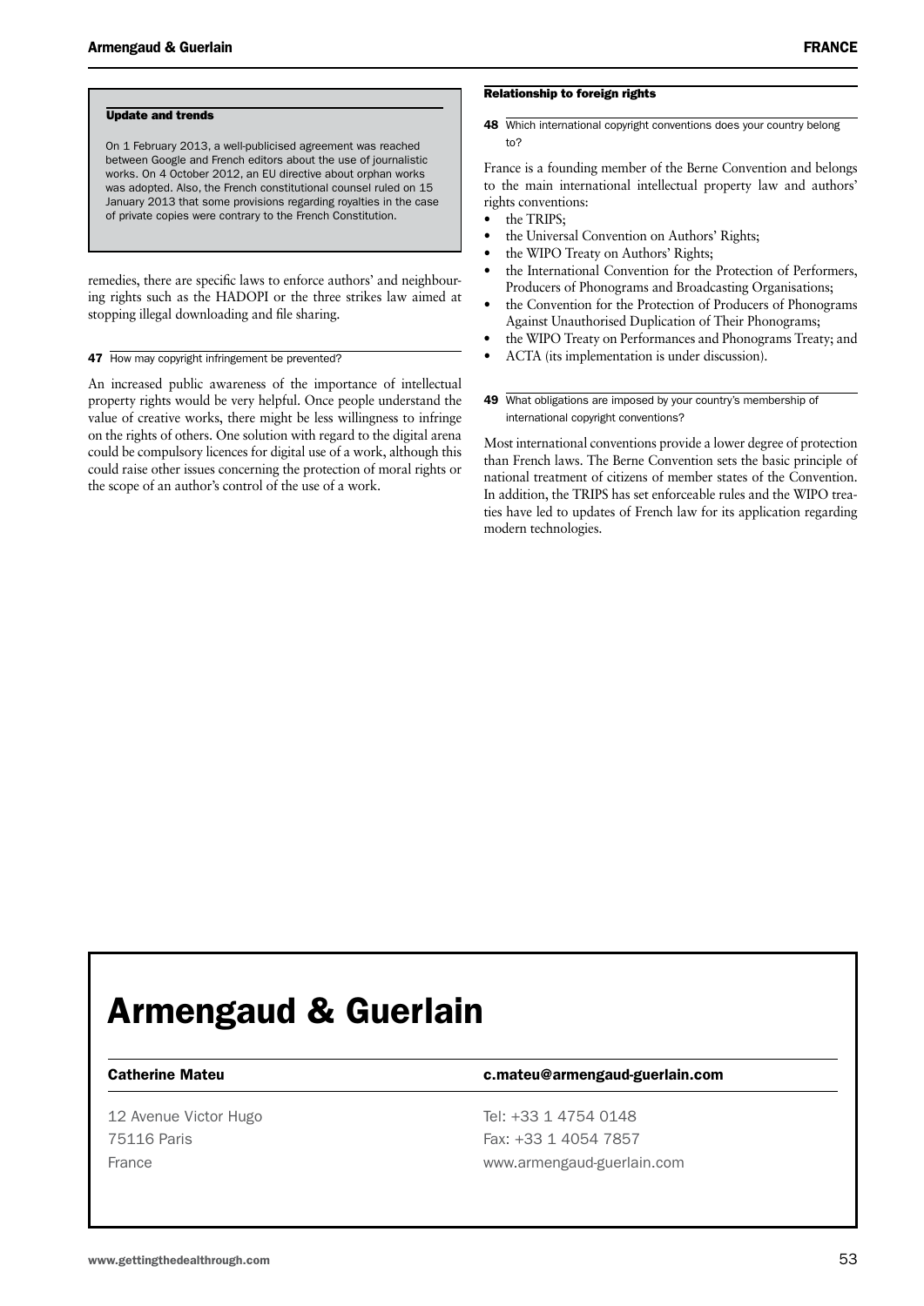### Update and trends

On 1 February 2013, a well-publicised agreement was reached between Google and French editors about the use of journalistic works. On 4 October 2012, an EU directive about orphan works was adopted. Also, the French constitutional counsel ruled on 15 January 2013 that some provisions regarding royalties in the case of private copies were contrary to the French Constitution.

remedies, there are specific laws to enforce authors' and neighbouring rights such as the HADOPI or the three strikes law aimed at stopping illegal downloading and file sharing.

**47** How may copyright infringement be prevented?

An increased public awareness of the importance of intellectual property rights would be very helpful. Once people understand the value of creative works, there might be less willingness to infringe on the rights of others. One solution with regard to the digital arena could be compulsory licences for digital use of a work, although this could raise other issues concerning the protection of moral rights or the scope of an author's control of the use of a work.

## Relationship to foreign rights

**48** Which international copyright conventions does your country belong to?

France is a founding member of the Berne Convention and belongs to the main international intellectual property law and authors' rights conventions:

- the TRIPS;
- the Universal Convention on Authors' Rights;
- the WIPO Treaty on Authors' Rights;
- the International Convention for the Protection of Performers, Producers of Phonograms and Broadcasting Organisations;
- the Convention for the Protection of Producers of Phonograms Against Unauthorised Duplication of Their Phonograms;
- the WIPO Treaty on Performances and Phonograms Treaty; and
- ACTA (its implementation is under discussion).

**49** What obligations are imposed by your country's membership of international copyright conventions?

Most international conventions provide a lower degree of protection than French laws. The Berne Convention sets the basic principle of national treatment of citizens of member states of the Convention. In addition, the TRIPS has set enforceable rules and the WIPO treaties have led to updates of French law for its application regarding modern technologies.

# Armengaud & Guerlain

| Catherine Mateu | c.mateu@armengaud-guerlain.com |
|---|---|
| 12 Avenue Victor Hugo | Tel: +33 1 4754 0148 |
| 75116 Paris | Fax: +33 1 4054 7857 |
| France | www.armengaud-guerlain.com |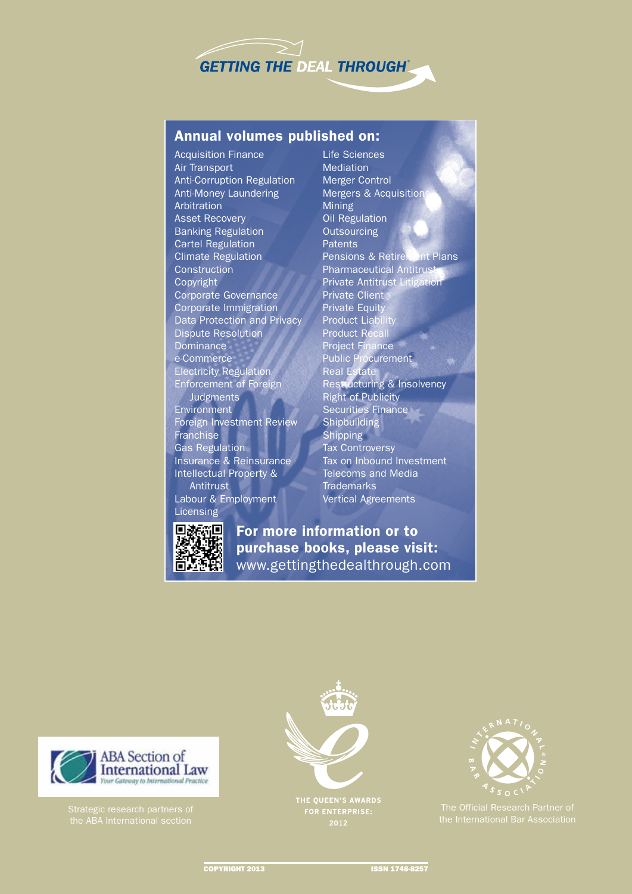GETTING THE DEAL THROUGH

## Annual volumes published on:

Acquisition Finance
Air Transport
Anti-Corruption Regulation
Anti-Money Laundering
Arbitration
Asset Recovery
Banking Regulation
Cartel Regulation
Climate Regulation
Construction
Copyright
Corporate Governance
Corporate Immigration
Data Protection and Privacy
Dispute Resolution
Dominance
e-Commerce
Electricity Regulation
Enforcement of Foreign Judgments
Environment
Foreign Investment Review
Franchise
Gas Regulation
Insurance & Reinsurance
Intellectual Property & Antitrust
Labour & Employment
Licensing
Life Sciences
Mediation
Merger Control
Mergers & Acquisitions
Mining
Oil Regulation
Outsourcing
Patents
Pensions & Retirement Plans
Pharmaceutical Antitrust
Private Antitrust Litigation
Private Client
Private Equity
Product Liability
Product Recall
Project Finance
Public Procurement
Real Estate
Restructuring & Insolvency
Right of Publicity
Securities Finance
Shipbuilding
Shipping
Tax Controversy
Tax on Inbound Investment
Telecoms and Media
Trademarks
Vertical Agreements

**For more information or to purchase books, please visit:**
www.gettingthedealthrough.com

ABA Section of International Law
*Your Gateway to International Practice*

Strategic research partners of the ABA International section

THE QUEEN'S AWARDS FOR ENTERPRISE: 2012

International Bar Association

The Official Research Partner of the International Bar Association

COPYRIGHT 2013 ISSN 1748-8257